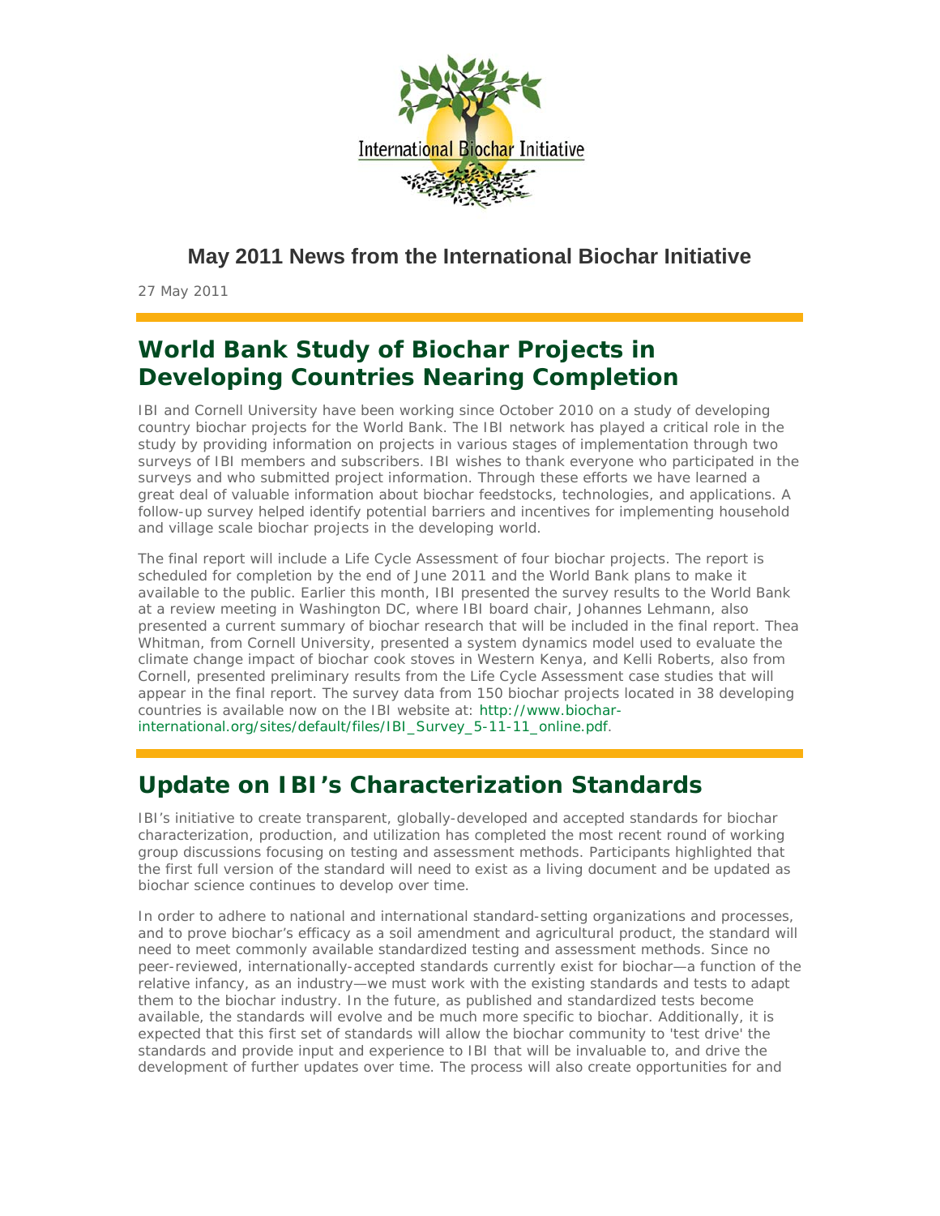# May 2011 News from the International Biochar Initiative

27 May 2011

## World Bank Study of Biochar Projects in Developing Countries Nearing Completion

IBI and Cornell University have been working since October 2010 on a study of developing country biochar projects for the World Bank. The IBI network has played a critical role in the study by providing information on projects in various stages of implementation through two surveys of IBI members and subscribers. IBI wishes to thank everyone who participated in the surveys and who submitted project information. Through these efforts we have learned a great deal of valuable information about biochar feedstocks, technologies, and applications. A follow-up survey helped identify potential barriers and incentives for implementing household and village scale biochar projects in the developing world.

The final report will include a Life Cycle Assessment of four biochar projects. The report is scheduled for completion by the end of June 2011 and the World Bank plans to make it available to the public. Earlier this month, IBI presented the survey results to the World Bank at a review meeting in Washington DC, where IBI board chair, Johannes Lehmann, also presented a current summary of biochar research that will be included in the final report. Thea Whitman, from Cornell University, presented a system dynamics model used to evaluate the climate change impact of biochar cook stoves in Western Kenya, and Kelli Roberts, also from Cornell, presented preliminary results from the Life Cycle Assessment case studies that will appear in the final report. The survey data from 150 biochar projects located in 38 developing countries is available now on the IBI website at: http://www.biochar-international.org/sites/default/files/IBI_Survey_5-11-11_online.pdf.

## Update on IBI's Characterization Standards

IBI's initiative to create transparent, globally-developed and accepted standards for biochar characterization, production, and utilization has completed the most recent round of working group discussions focusing on testing and assessment methods. Participants highlighted that the first full version of the standard will need to exist as a living document and be updated as biochar science continues to develop over time.

In order to adhere to national and international standard-setting organizations and processes, and to prove biochar's efficacy as a soil amendment and agricultural product, the standard will need to meet commonly available standardized testing and assessment methods. Since no peer-reviewed, internationally-accepted standards currently exist for biochar—a function of the relative infancy, as an industry—we must work with the existing standards and tests to adapt them to the biochar industry. In the future, as published and standardized tests become available, the standards will evolve and be much more specific to biochar. Additionally, it is expected that this first set of standards will allow the biochar community to 'test drive' the standards and provide input and experience to IBI that will be invaluable to, and drive the development of further updates over time. The process will also create opportunities for and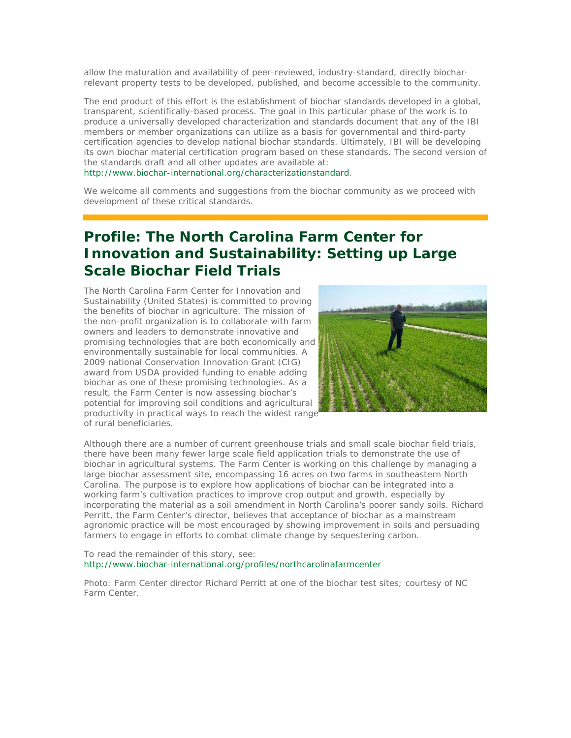allow the maturation and availability of peer-reviewed, industry-standard, directly biochar-relevant property tests to be developed, published, and become accessible to the community.

The end product of this effort is the establishment of biochar standards developed in a global, transparent, scientifically-based process. The goal in this particular phase of the work is to produce a universally developed characterization and standards document that any of the IBI members or member organizations can utilize as a basis for governmental and third-party certification agencies to develop national biochar standards. Ultimately, IBI will be developing its own biochar material certification program based on these standards. The second version of the standards draft and all other updates are available at: http://www.biochar-international.org/characterizationstandard.

We welcome all comments and suggestions from the biochar community as we proceed with development of these critical standards.

## Profile: The North Carolina Farm Center for Innovation and Sustainability: Setting up Large Scale Biochar Field Trials

The North Carolina Farm Center for Innovation and Sustainability (United States) is committed to proving the benefits of biochar in agriculture. The mission of the non-profit organization is to collaborate with farm owners and leaders to demonstrate innovative and promising technologies that are both economically and environmentally sustainable for local communities. A 2009 national Conservation Innovation Grant (CIG) award from USDA provided funding to enable adding biochar as one of these promising technologies. As a result, the Farm Center is now assessing biochar's potential for improving soil conditions and agricultural productivity in practical ways to reach the widest range of rural beneficiaries.

Although there are a number of current greenhouse trials and small scale biochar field trials, there have been many fewer large scale field application trials to demonstrate the use of biochar in agricultural systems. The Farm Center is working on this challenge by managing a large biochar assessment site, encompassing 16 acres on two farms in southeastern North Carolina. The purpose is to explore how applications of biochar can be integrated into a working farm's cultivation practices to improve crop output and growth, especially by incorporating the material as a soil amendment in North Carolina's poorer sandy soils. Richard Perritt, the Farm Center's director, believes that acceptance of biochar as a mainstream agronomic practice will be most encouraged by showing improvement in soils and persuading farmers to engage in efforts to combat climate change by sequestering carbon.

To read the remainder of this story, see: http://www.biochar-international.org/profiles/northcarolinafarmcenter

Photo: Farm Center director Richard Perritt at one of the biochar test sites; courtesy of NC Farm Center.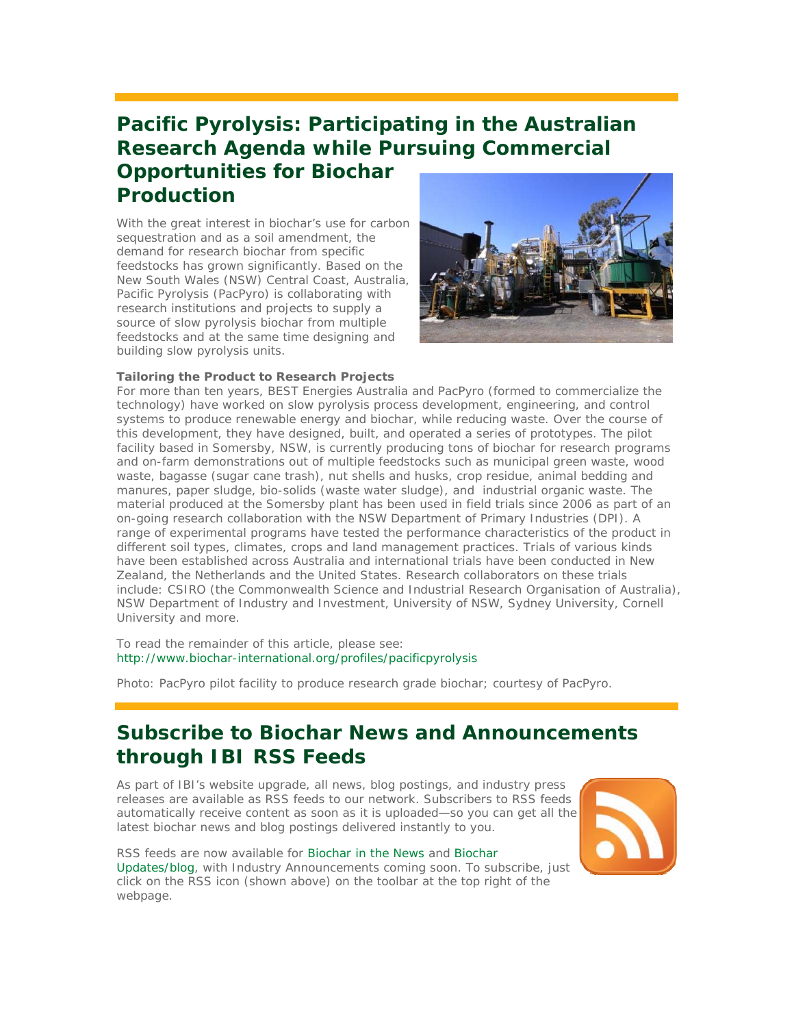# Pacific Pyrolysis: Participating in the Australian Research Agenda while Pursuing Commercial Opportunities for Biochar Production

With the great interest in biochar's use for carbon sequestration and as a soil amendment, the demand for research biochar from specific feedstocks has grown significantly. Based on the New South Wales (NSW) Central Coast, Australia, Pacific Pyrolysis (PacPyro) is collaborating with research institutions and projects to supply a source of slow pyrolysis biochar from multiple feedstocks and at the same time designing and building slow pyrolysis units.

**Tailoring the Product to Research Projects**

For more than ten years, BEST Energies Australia and PacPyro (formed to commercialize the technology) have worked on slow pyrolysis process development, engineering, and control systems to produce renewable energy and biochar, while reducing waste. Over the course of this development, they have designed, built, and operated a series of prototypes. The pilot facility based in Somersby, NSW, is currently producing tons of biochar for research programs and on-farm demonstrations out of multiple feedstocks such as municipal green waste, wood waste, bagasse (sugar cane trash), nut shells and husks, crop residue, animal bedding and manures, paper sludge, bio-solids (waste water sludge), and industrial organic waste. The material produced at the Somersby plant has been used in field trials since 2006 as part of an on-going research collaboration with the NSW Department of Primary Industries (DPI). A range of experimental programs have tested the performance characteristics of the product in different soil types, climates, crops and land management practices. Trials of various kinds have been established across Australia and international trials have been conducted in New Zealand, the Netherlands and the United States. Research collaborators on these trials include: CSIRO (the Commonwealth Science and Industrial Research Organisation of Australia), NSW Department of Industry and Investment, University of NSW, Sydney University, Cornell University and more.

To read the remainder of this article, please see:
http://www.biochar-international.org/profiles/pacificpyrolysis

Photo: PacPyro pilot facility to produce research grade biochar; courtesy of PacPyro.

# Subscribe to Biochar News and Announcements through IBI RSS Feeds

As part of IBI's website upgrade, all news, blog postings, and industry press releases are available as RSS feeds to our network. Subscribers to RSS feeds automatically receive content as soon as it is uploaded—so you can get all the latest biochar news and blog postings delivered instantly to you.

RSS feeds are now available for Biochar in the News and Biochar Updates/blog, with Industry Announcements coming soon. To subscribe, just click on the RSS icon (shown above) on the toolbar at the top right of the webpage.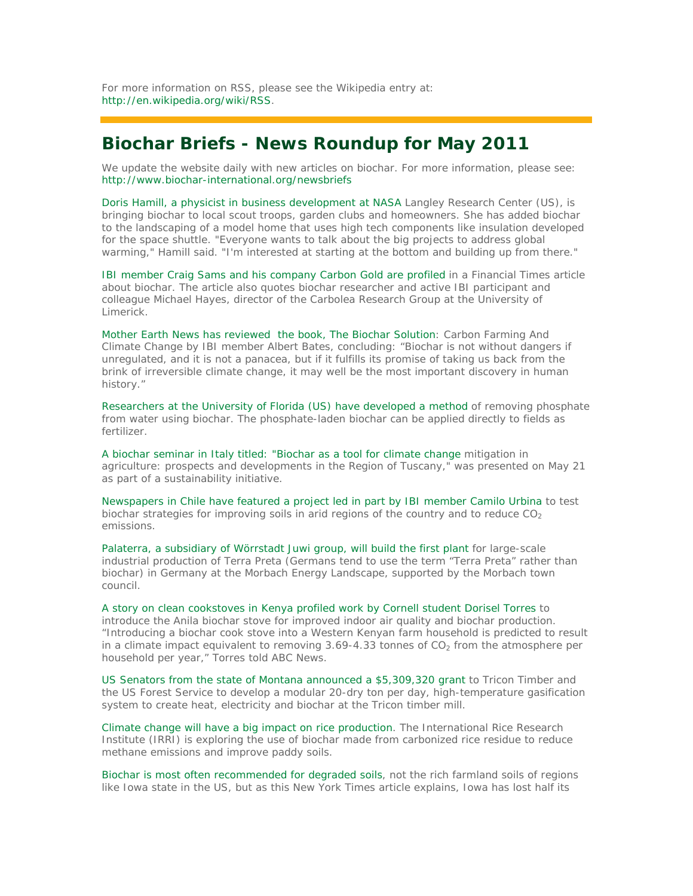For more information on RSS, please see the Wikipedia entry at: http://en.wikipedia.org/wiki/RSS.

## Biochar Briefs - News Roundup for May 2011

We update the website daily with new articles on biochar. For more information, please see: http://www.biochar-international.org/newsbriefs

Doris Hamill, a physicist in business development at NASA Langley Research Center (US), is bringing biochar to local scout troops, garden clubs and homeowners. She has added biochar to the landscaping of a model home that uses high tech components like insulation developed for the space shuttle. "Everyone wants to talk about the big projects to address global warming," Hamill said. "I'm interested at starting at the bottom and building up from there."

IBI member Craig Sams and his company Carbon Gold are profiled in a Financial Times article about biochar. The article also quotes biochar researcher and active IBI participant and colleague Michael Hayes, director of the Carbolea Research Group at the University of Limerick.

Mother Earth News has reviewed the book, The Biochar Solution: Carbon Farming And Climate Change by IBI member Albert Bates, concluding: "Biochar is not without dangers if unregulated, and it is not a panacea, but if it fulfills its promise of taking us back from the brink of irreversible climate change, it may well be the most important discovery in human history."

Researchers at the University of Florida (US) have developed a method of removing phosphate from water using biochar. The phosphate-laden biochar can be applied directly to fields as fertilizer.

A biochar seminar in Italy titled: "Biochar as a tool for climate change mitigation in agriculture: prospects and developments in the Region of Tuscany," was presented on May 21 as part of a sustainability initiative.

Newspapers in Chile have featured a project led in part by IBI member Camilo Urbina to test biochar strategies for improving soils in arid regions of the country and to reduce $CO_2$ emissions.

Palaterra, a subsidiary of Wörrstadt Juwi group, will build the first plant for large-scale industrial production of Terra Preta (Germans tend to use the term "Terra Preta" rather than biochar) in Germany at the Morbach Energy Landscape, supported by the Morbach town council.

A story on clean cookstoves in Kenya profiled work by Cornell student Dorisel Torres to introduce the Anila biochar stove for improved indoor air quality and biochar production. "Introducing a biochar cook stove into a Western Kenyan farm household is predicted to result in a climate impact equivalent to removing 3.69-4.33 tonnes of $CO_2$ from the atmosphere per household per year," Torres told ABC News.

US Senators from the state of Montana announced a $5,309,320 grant to Tricon Timber and the US Forest Service to develop a modular 20-dry ton per day, high-temperature gasification system to create heat, electricity and biochar at the Tricon timber mill.

Climate change will have a big impact on rice production. The International Rice Research Institute (IRRI) is exploring the use of biochar made from carbonized rice residue to reduce methane emissions and improve paddy soils.

Biochar is most often recommended for degraded soils, not the rich farmland soils of regions like Iowa state in the US, but as this New York Times article explains, Iowa has lost half its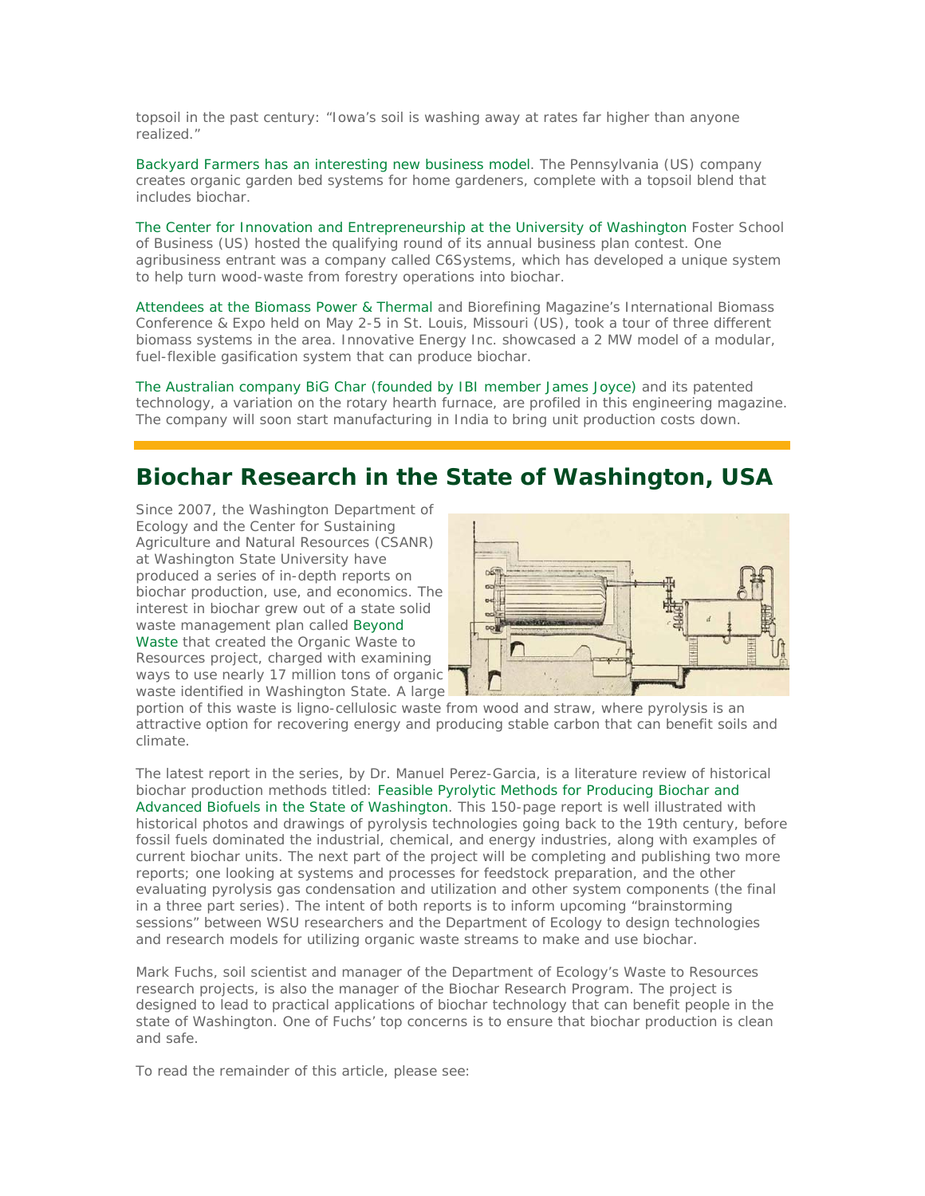topsoil in the past century: "Iowa's soil is washing away at rates far higher than anyone realized."

Backyard Farmers has an interesting new business model. The Pennsylvania (US) company creates organic garden bed systems for home gardeners, complete with a topsoil blend that includes biochar.

The Center for Innovation and Entrepreneurship at the University of Washington Foster School of Business (US) hosted the qualifying round of its annual business plan contest. One agribusiness entrant was a company called C6Systems, which has developed a unique system to help turn wood-waste from forestry operations into biochar.

Attendees at the Biomass Power & Thermal and Biorefining Magazine's International Biomass Conference & Expo held on May 2-5 in St. Louis, Missouri (US), took a tour of three different biomass systems in the area. Innovative Energy Inc. showcased a 2 MW model of a modular, fuel-flexible gasification system that can produce biochar.

The Australian company BiG Char (founded by IBI member James Joyce) and its patented technology, a variation on the rotary hearth furnace, are profiled in this engineering magazine. The company will soon start manufacturing in India to bring unit production costs down.

## Biochar Research in the State of Washington, USA

Since 2007, the Washington Department of Ecology and the Center for Sustaining Agriculture and Natural Resources (CSANR) at Washington State University have produced a series of in-depth reports on biochar production, use, and economics. The interest in biochar grew out of a state solid waste management plan called Beyond Waste that created the Organic Waste to Resources project, charged with examining ways to use nearly 17 million tons of organic waste identified in Washington State. A large portion of this waste is ligno-cellulosic waste from wood and straw, where pyrolysis is an attractive option for recovering energy and producing stable carbon that can benefit soils and climate.

The latest report in the series, by Dr. Manuel Perez-Garcia, is a literature review of historical biochar production methods titled: Feasible Pyrolytic Methods for Producing Biochar and Advanced Biofuels in the State of Washington. This 150-page report is well illustrated with historical photos and drawings of pyrolysis technologies going back to the 19th century, before fossil fuels dominated the industrial, chemical, and energy industries, along with examples of current biochar units. The next part of the project will be completing and publishing two more reports; one looking at systems and processes for feedstock preparation, and the other evaluating pyrolysis gas condensation and utilization and other system components (the final in a three part series). The intent of both reports is to inform upcoming "brainstorming sessions" between WSU researchers and the Department of Ecology to design technologies and research models for utilizing organic waste streams to make and use biochar.

Mark Fuchs, soil scientist and manager of the Department of Ecology's Waste to Resources research projects, is also the manager of the Biochar Research Program. The project is designed to lead to practical applications of biochar technology that can benefit people in the state of Washington. One of Fuchs' top concerns is to ensure that biochar production is clean and safe.

To read the remainder of this article, please see: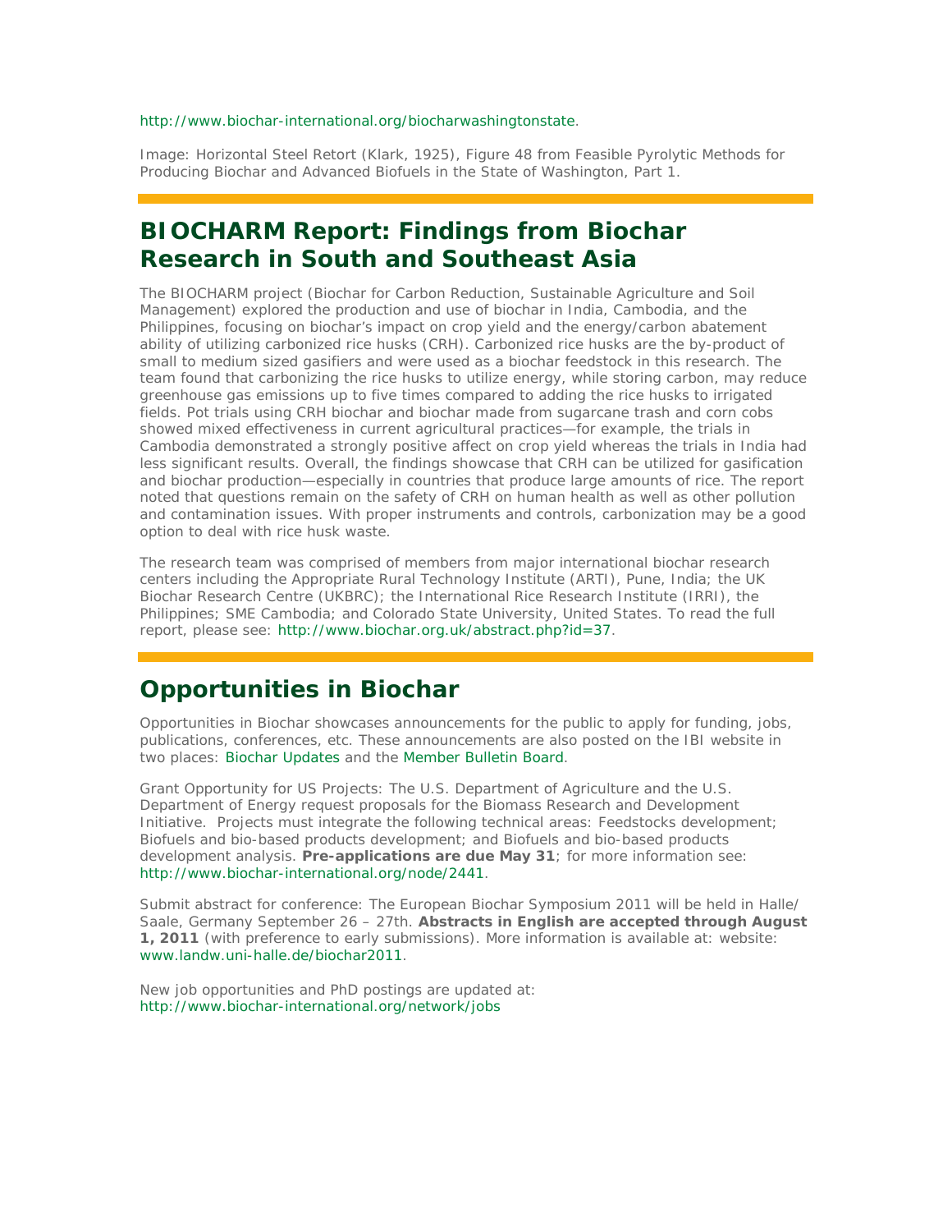http://www.biochar-international.org/biocharwashingtonstate.

Image: Horizontal Steel Retort (Klark, 1925), Figure 48 from Feasible Pyrolytic Methods for Producing Biochar and Advanced Biofuels in the State of Washington, Part 1.

## BIOCHARM Report: Findings from Biochar Research in South and Southeast Asia

The BIOCHARM project (Biochar for Carbon Reduction, Sustainable Agriculture and Soil Management) explored the production and use of biochar in India, Cambodia, and the Philippines, focusing on biochar's impact on crop yield and the energy/carbon abatement ability of utilizing carbonized rice husks (CRH). Carbonized rice husks are the by-product of small to medium sized gasifiers and were used as a biochar feedstock in this research. The team found that carbonizing the rice husks to utilize energy, while storing carbon, may reduce greenhouse gas emissions up to five times compared to adding the rice husks to irrigated fields. Pot trials using CRH biochar and biochar made from sugarcane trash and corn cobs showed mixed effectiveness in current agricultural practices—for example, the trials in Cambodia demonstrated a strongly positive affect on crop yield whereas the trials in India had less significant results. Overall, the findings showcase that CRH can be utilized for gasification and biochar production—especially in countries that produce large amounts of rice. The report noted that questions remain on the safety of CRH on human health as well as other pollution and contamination issues. With proper instruments and controls, carbonization may be a good option to deal with rice husk waste.

The research team was comprised of members from major international biochar research centers including the Appropriate Rural Technology Institute (ARTI), Pune, India; the UK Biochar Research Centre (UKBRC); the International Rice Research Institute (IRRI), the Philippines; SME Cambodia; and Colorado State University, United States. To read the full report, please see: http://www.biochar.org.uk/abstract.php?id=37.

## Opportunities in Biochar

Opportunities in Biochar showcases announcements for the public to apply for funding, jobs, publications, conferences, etc. These announcements are also posted on the IBI website in two places: Biochar Updates and the Member Bulletin Board.

Grant Opportunity for US Projects: The U.S. Department of Agriculture and the U.S. Department of Energy request proposals for the Biomass Research and Development Initiative. Projects must integrate the following technical areas: Feedstocks development; Biofuels and bio-based products development; and Biofuels and bio-based products development analysis. **Pre-applications are due May 31**; for more information see: http://www.biochar-international.org/node/2441.

Submit abstract for conference: The European Biochar Symposium 2011 will be held in Halle/Saale, Germany September 26 – 27th. **Abstracts in English are accepted through August 1, 2011** (with preference to early submissions). More information is available at: website: www.landw.uni-halle.de/biochar2011.

New job opportunities and PhD postings are updated at: http://www.biochar-international.org/network/jobs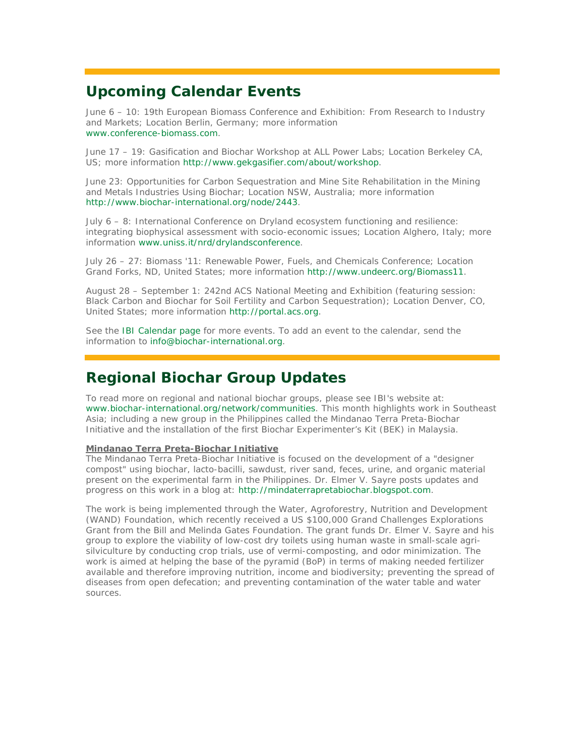## Upcoming Calendar Events

June 6 – 10: 19th European Biomass Conference and Exhibition: From Research to Industry and Markets; Location Berlin, Germany; more information www.conference-biomass.com.

June 17 – 19: Gasification and Biochar Workshop at ALL Power Labs; Location Berkeley CA, US; more information http://www.gekgasifier.com/about/workshop.

June 23: Opportunities for Carbon Sequestration and Mine Site Rehabilitation in the Mining and Metals Industries Using Biochar; Location NSW, Australia; more information http://www.biochar-international.org/node/2443.

July 6 – 8: International Conference on Dryland ecosystem functioning and resilience: integrating biophysical assessment with socio-economic issues; Location Alghero, Italy; more information www.uniss.it/nrd/drylandsconference.

July 26 – 27: Biomass '11: Renewable Power, Fuels, and Chemicals Conference; Location Grand Forks, ND, United States; more information http://www.undeerc.org/Biomass11.

August 28 – September 1: 242nd ACS National Meeting and Exhibition (featuring session: Black Carbon and Biochar for Soil Fertility and Carbon Sequestration); Location Denver, CO, United States; more information http://portal.acs.org.

See the IBI Calendar page for more events. To add an event to the calendar, send the information to info@biochar-international.org.

## Regional Biochar Group Updates

To read more on regional and national biochar groups, please see IBI's website at: www.biochar-international.org/network/communities. This month highlights work in Southeast Asia; including a new group in the Philippines called the Mindanao Terra Preta-Biochar Initiative and the installation of the first Biochar Experimenter's Kit (BEK) in Malaysia.

**Mindanao Terra Preta-Biochar Initiative**

The Mindanao Terra Preta-Biochar Initiative is focused on the development of a "designer compost" using biochar, lacto-bacilli, sawdust, river sand, feces, urine, and organic material present on the experimental farm in the Philippines. Dr. Elmer V. Sayre posts updates and progress on this work in a blog at: http://mindaterrapretabiochar.blogspot.com.

The work is being implemented through the Water, Agroforestry, Nutrition and Development (WAND) Foundation, which recently received a US $100,000 Grand Challenges Explorations Grant from the Bill and Melinda Gates Foundation. The grant funds Dr. Elmer V. Sayre and his group to explore the viability of low-cost dry toilets using human waste in small-scale agri-silviculture by conducting crop trials, use of vermi-composting, and odor minimization. The work is aimed at helping the base of the pyramid (BoP) in terms of making needed fertilizer available and therefore improving nutrition, income and biodiversity; preventing the spread of diseases from open defecation; and preventing contamination of the water table and water sources.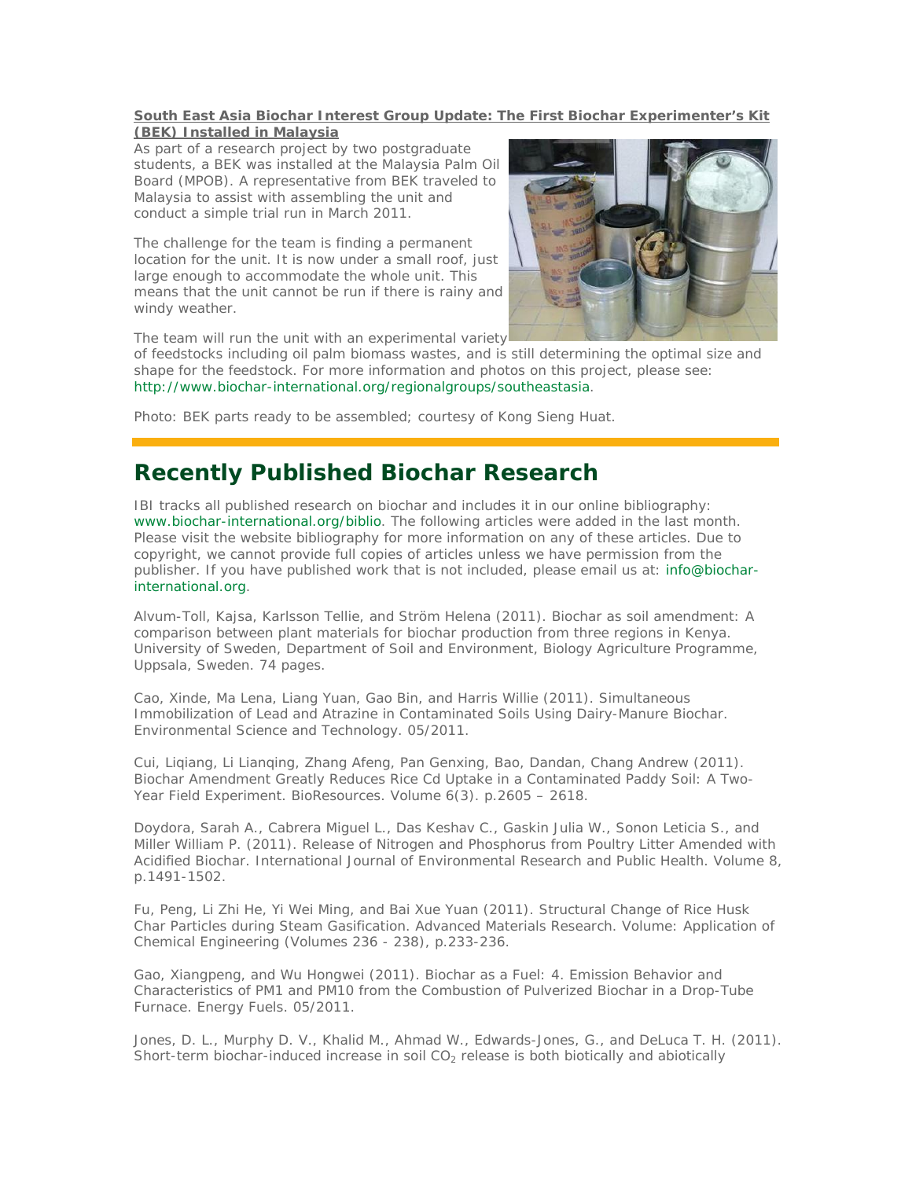**South East Asia Biochar Interest Group Update: The First Biochar Experimenter's Kit (BEK) Installed in Malaysia**

As part of a research project by two postgraduate students, a BEK was installed at the Malaysia Palm Oil Board (MPOB). A representative from BEK traveled to Malaysia to assist with assembling the unit and conduct a simple trial run in March 2011.

The challenge for the team is finding a permanent location for the unit. It is now under a small roof, just large enough to accommodate the whole unit. This means that the unit cannot be run if there is rainy and windy weather.

The team will run the unit with an experimental variety of feedstocks including oil palm biomass wastes, and is still determining the optimal size and shape for the feedstock. For more information and photos on this project, please see: http://www.biochar-international.org/regionalgroups/southeastasia.

Photo: BEK parts ready to be assembled; courtesy of Kong Sieng Huat.

# Recently Published Biochar Research

IBI tracks all published research on biochar and includes it in our online bibliography: www.biochar-international.org/biblio. The following articles were added in the last month. Please visit the website bibliography for more information on any of these articles. Due to copyright, we cannot provide full copies of articles unless we have permission from the publisher. If you have published work that is not included, please email us at: info@biochar-international.org.

Alvum-Toll, Kajsa, Karlsson Tellie, and Ström Helena (2011). Biochar as soil amendment: A comparison between plant materials for biochar production from three regions in Kenya. University of Sweden, Department of Soil and Environment, Biology Agriculture Programme, Uppsala, Sweden. 74 pages.

Cao, Xinde, Ma Lena, Liang Yuan, Gao Bin, and Harris Willie (2011). Simultaneous Immobilization of Lead and Atrazine in Contaminated Soils Using Dairy-Manure Biochar. Environmental Science and Technology. 05/2011.

Cui, Liqiang, Li Lianqing, Zhang Afeng, Pan Genxing, Bao, Dandan, Chang Andrew (2011). Biochar Amendment Greatly Reduces Rice Cd Uptake in a Contaminated Paddy Soil: A Two-Year Field Experiment. BioResources. Volume 6(3). p.2605 – 2618.

Doydora, Sarah A., Cabrera Miguel L., Das Keshav C., Gaskin Julia W., Sonon Leticia S., and Miller William P. (2011). Release of Nitrogen and Phosphorus from Poultry Litter Amended with Acidified Biochar. International Journal of Environmental Research and Public Health. Volume 8, p.1491-1502.

Fu, Peng, Li Zhi He, Yi Wei Ming, and Bai Xue Yuan (2011). Structural Change of Rice Husk Char Particles during Steam Gasification. Advanced Materials Research. Volume: Application of Chemical Engineering (Volumes 236 - 238), p.233-236.

Gao, Xiangpeng, and Wu Hongwei (2011). Biochar as a Fuel: 4. Emission Behavior and Characteristics of PM1 and PM10 from the Combustion of Pulverized Biochar in a Drop-Tube Furnace. Energy Fuels. 05/2011.

Jones, D. L., Murphy D. V., Khalid M., Ahmad W., Edwards-Jones, G., and DeLuca T. H. (2011). Short-term biochar-induced increase in soil $CO_2$ release is both biotically and abiotically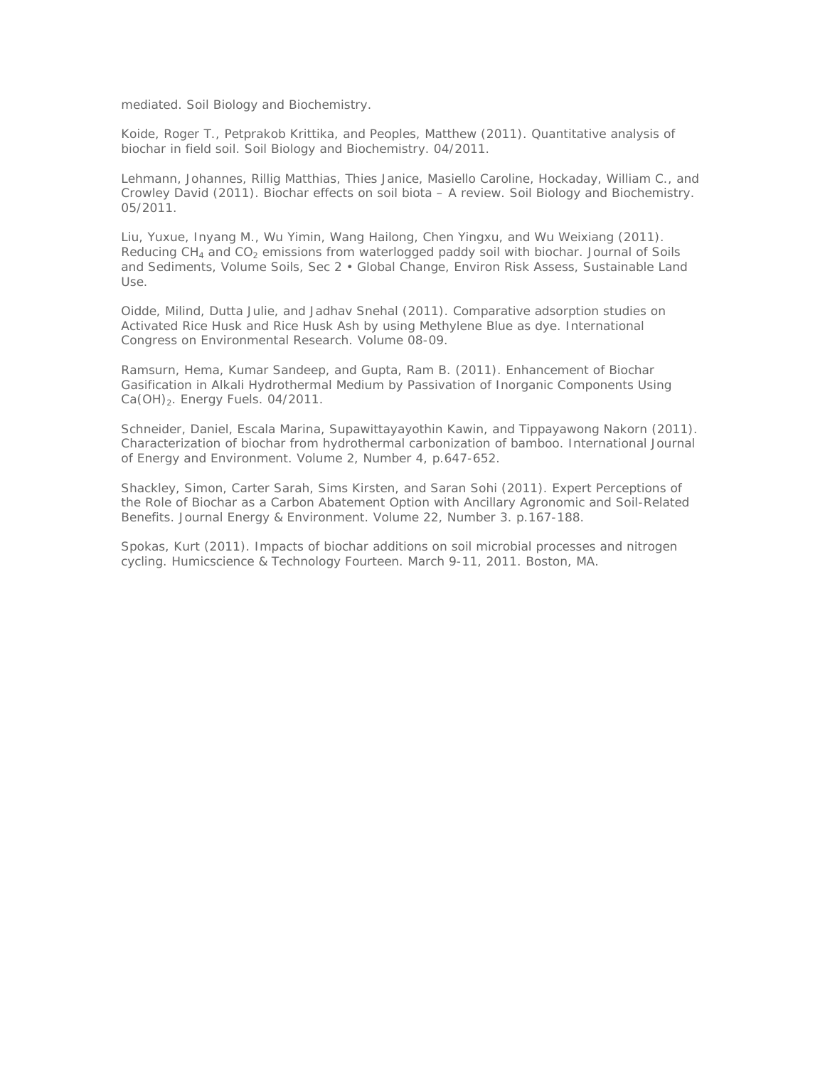mediated. Soil Biology and Biochemistry.

Koide, Roger T., Petprakob Krittika, and Peoples, Matthew (2011). Quantitative analysis of biochar in field soil. Soil Biology and Biochemistry. 04/2011.

Lehmann, Johannes, Rillig Matthias, Thies Janice, Masiello Caroline, Hockaday, William C., and Crowley David (2011). Biochar effects on soil biota – A review. Soil Biology and Biochemistry. 05/2011.

Liu, Yuxue, Inyang M., Wu Yimin, Wang Hailong, Chen Yingxu, and Wu Weixiang (2011). Reducing $CH_4$ and $CO_2$ emissions from waterlogged paddy soil with biochar. Journal of Soils and Sediments, Volume Soils, Sec 2 • Global Change, Environ Risk Assess, Sustainable Land Use.

Oidde, Milind, Dutta Julie, and Jadhav Snehal (2011). Comparative adsorption studies on Activated Rice Husk and Rice Husk Ash by using Methylene Blue as dye. International Congress on Environmental Research. Volume 08-09.

Ramsurn, Hema, Kumar Sandeep, and Gupta, Ram B. (2011). Enhancement of Biochar Gasification in Alkali Hydrothermal Medium by Passivation of Inorganic Components Using $Ca(OH)_2$. Energy Fuels. 04/2011.

Schneider, Daniel, Escala Marina, Supawittayayothin Kawin, and Tippayawong Nakorn (2011). Characterization of biochar from hydrothermal carbonization of bamboo. International Journal of Energy and Environment. Volume 2, Number 4, p.647-652.

Shackley, Simon, Carter Sarah, Sims Kirsten, and Saran Sohi (2011). Expert Perceptions of the Role of Biochar as a Carbon Abatement Option with Ancillary Agronomic and Soil-Related Benefits. Journal Energy & Environment. Volume 22, Number 3. p.167-188.

Spokas, Kurt (2011). Impacts of biochar additions on soil microbial processes and nitrogen cycling. Humicscience & Technology Fourteen. March 9-11, 2011. Boston, MA.